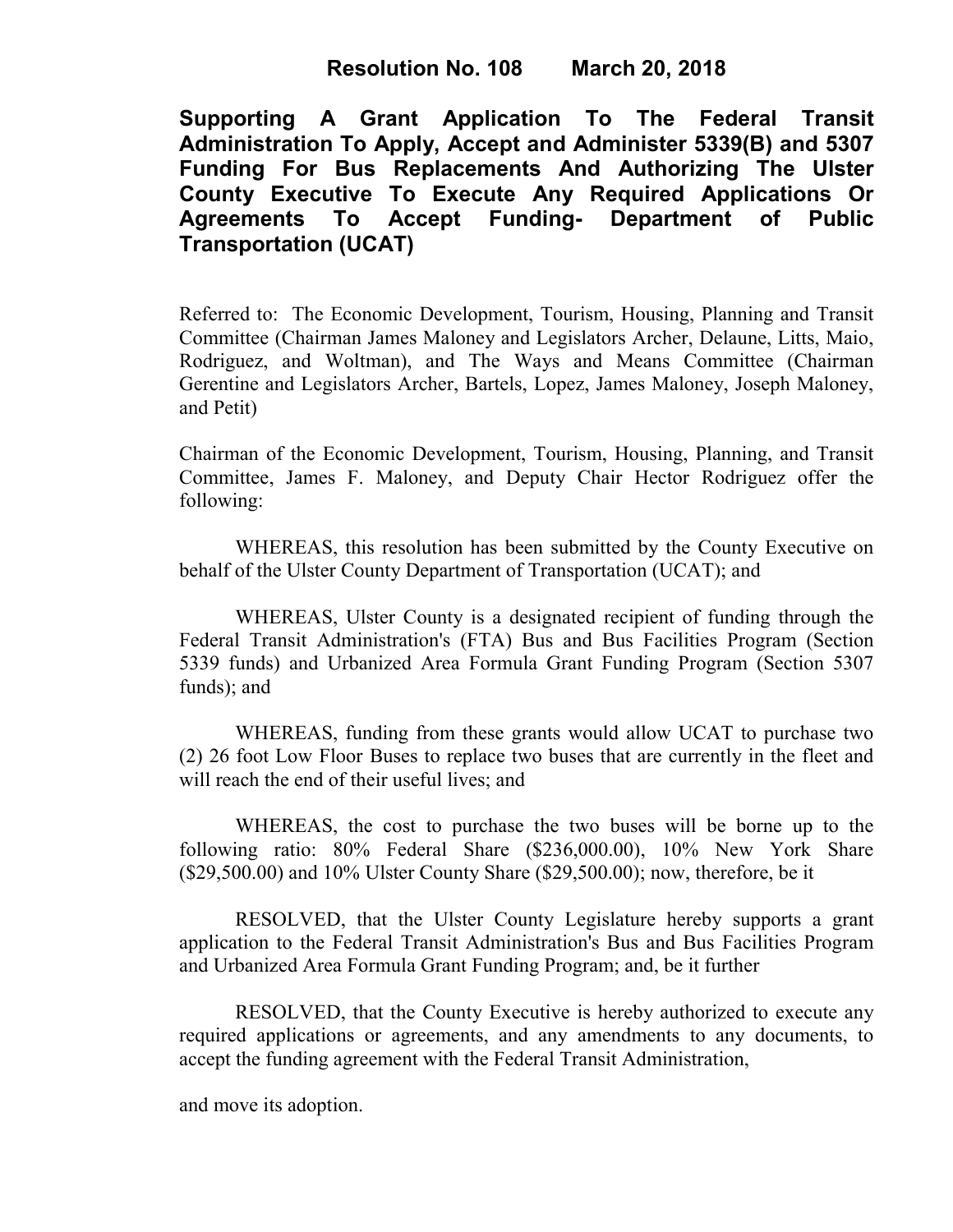**Resolution No. 108 March 20, 2018**

**Supporting A Grant Application To The Federal Transit Administration To Apply, Accept and Administer 5339(B) and 5307 Funding For Bus Replacements And Authorizing The Ulster County Executive To Execute Any Required Applications Or Agreements To Accept Funding- Department of Public Transportation (UCAT)**

Referred to: The Economic Development, Tourism, Housing, Planning and Transit Committee (Chairman James Maloney and Legislators Archer, Delaune, Litts, Maio, Rodriguez, and Woltman), and The Ways and Means Committee (Chairman Gerentine and Legislators Archer, Bartels, Lopez, James Maloney, Joseph Maloney, and Petit)

Chairman of the Economic Development, Tourism, Housing, Planning, and Transit Committee, James F. Maloney, and Deputy Chair Hector Rodriguez offer the following:

WHEREAS, this resolution has been submitted by the County Executive on behalf of the Ulster County Department of Transportation (UCAT); and

WHEREAS, Ulster County is a designated recipient of funding through the Federal Transit Administration's (FTA) Bus and Bus Facilities Program (Section 5339 funds) and Urbanized Area Formula Grant Funding Program (Section 5307 funds); and

WHEREAS, funding from these grants would allow UCAT to purchase two (2) 26 foot Low Floor Buses to replace two buses that are currently in the fleet and will reach the end of their useful lives; and

WHEREAS, the cost to purchase the two buses will be borne up to the following ratio: 80% Federal Share ($236,000.00), 10% New York Share ($29,500.00) and 10% Ulster County Share ($29,500.00); now, therefore, be it

RESOLVED, that the Ulster County Legislature hereby supports a grant application to the Federal Transit Administration's Bus and Bus Facilities Program and Urbanized Area Formula Grant Funding Program; and, be it further

RESOLVED, that the County Executive is hereby authorized to execute any required applications or agreements, and any amendments to any documents, to accept the funding agreement with the Federal Transit Administration,

and move its adoption.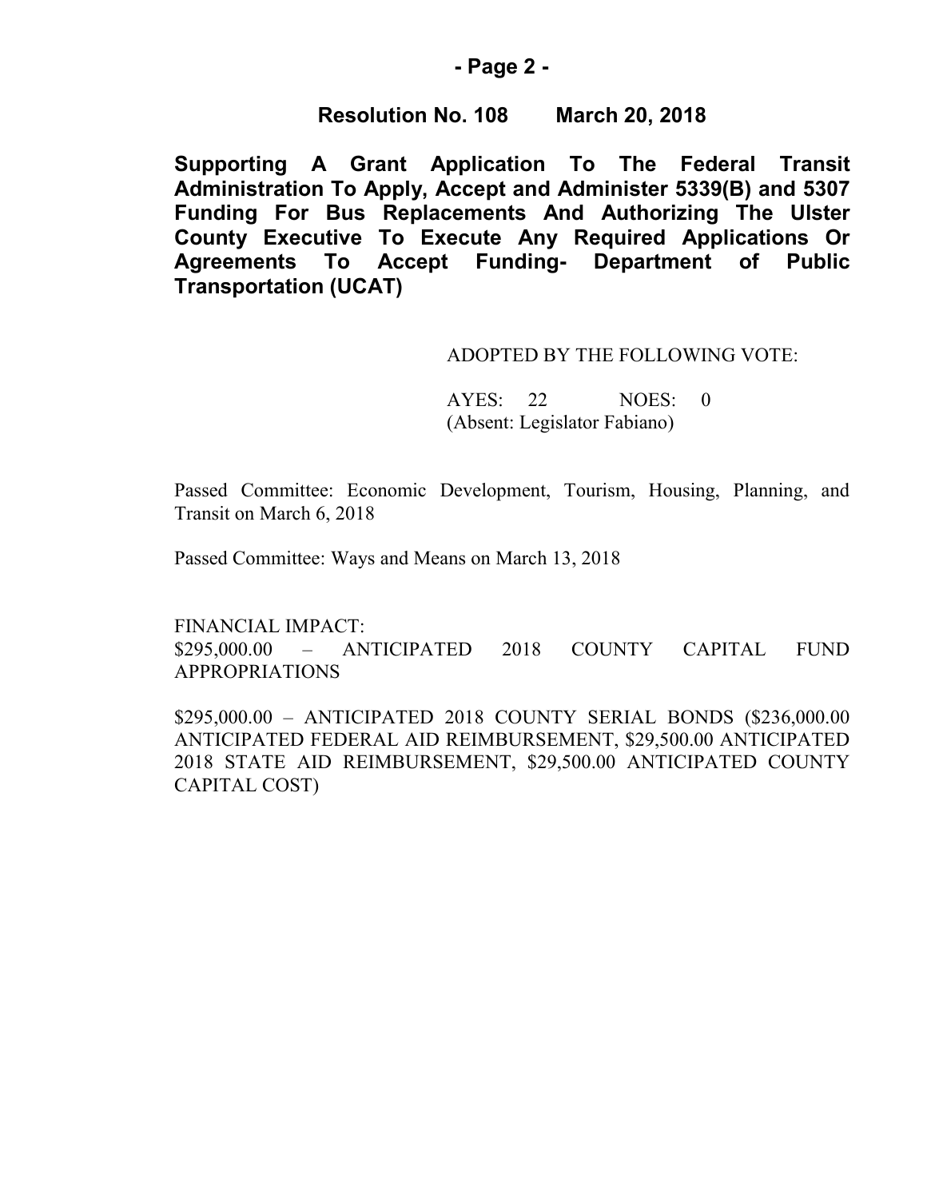**Resolution No. 108 March 20, 2018**

**Supporting A Grant Application To The Federal Transit Administration To Apply, Accept and Administer 5339(B) and 5307 Funding For Bus Replacements And Authorizing The Ulster County Executive To Execute Any Required Applications Or Agreements To Accept Funding- Department of Public Transportation (UCAT)**

ADOPTED BY THE FOLLOWING VOTE:

AYES: 22 NOES: 0
(Absent: Legislator Fabiano)

Passed Committee: Economic Development, Tourism, Housing, Planning, and Transit on March 6, 2018

Passed Committee: Ways and Means on March 13, 2018

FINANCIAL IMPACT:
$295,000.00 – ANTICIPATED 2018 COUNTY CAPITAL FUND APPROPRIATIONS

$295,000.00 – ANTICIPATED 2018 COUNTY SERIAL BONDS ($236,000.00 ANTICIPATED FEDERAL AID REIMBURSEMENT, $29,500.00 ANTICIPATED 2018 STATE AID REIMBURSEMENT, $29,500.00 ANTICIPATED COUNTY CAPITAL COST)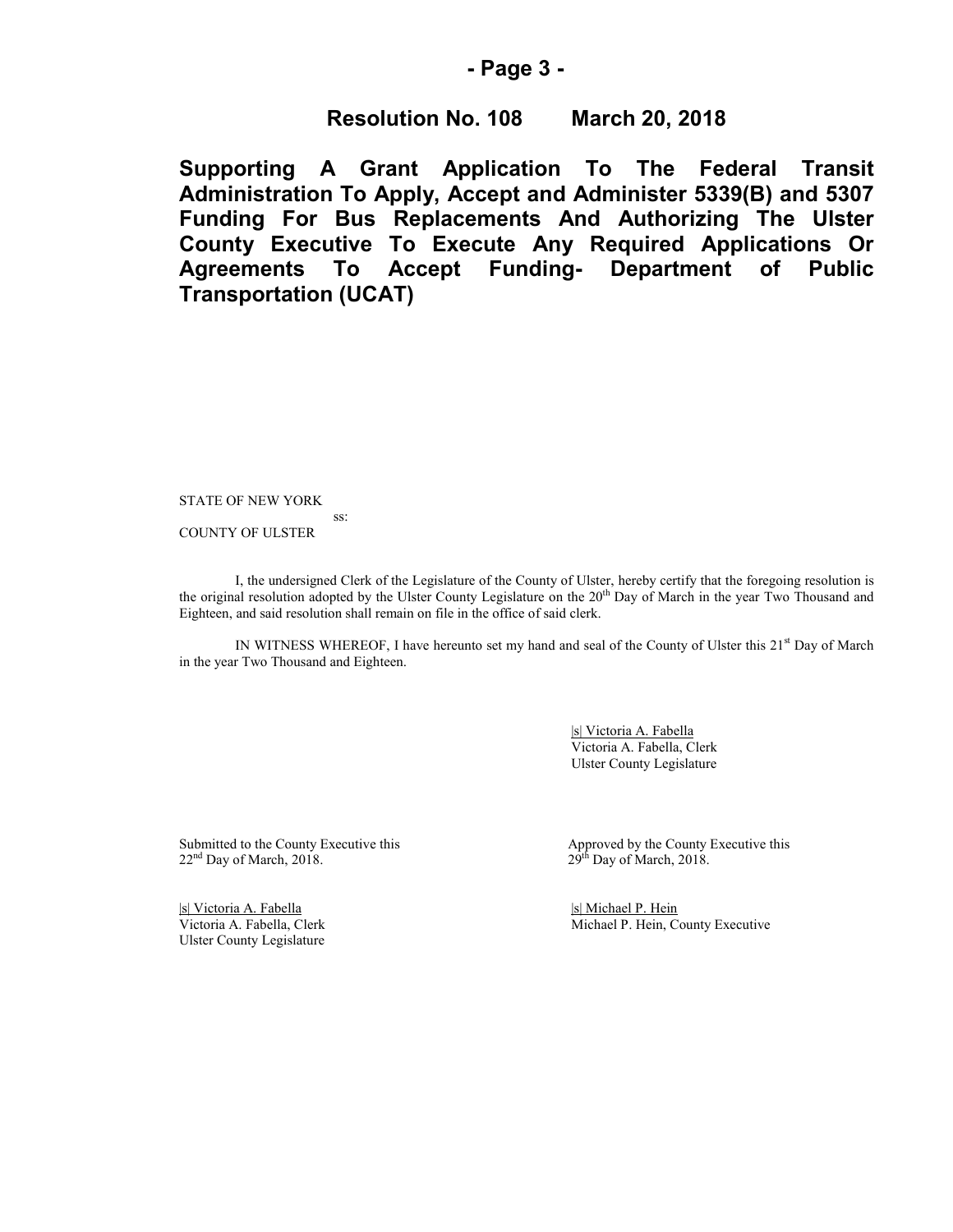## Resolution No. 108 March 20, 2018

**Supporting A Grant Application To The Federal Transit Administration To Apply, Accept and Administer 5339(B) and 5307 Funding For Bus Replacements And Authorizing The Ulster County Executive To Execute Any Required Applications Or Agreements To Accept Funding- Department of Public Transportation (UCAT)**

STATE OF NEW YORK
ss:
COUNTY OF ULSTER

I, the undersigned Clerk of the Legislature of the County of Ulster, hereby certify that the foregoing resolution is the original resolution adopted by the Ulster County Legislature on the 20th Day of March in the year Two Thousand and Eighteen, and said resolution shall remain on file in the office of said clerk.

IN WITNESS WHEREOF, I have hereunto set my hand and seal of the County of Ulster this 21st Day of March in the year Two Thousand and Eighteen.

|s| Victoria A. Fabella
Victoria A. Fabella, Clerk
Ulster County Legislature

Submitted to the County Executive this 22nd Day of March, 2018.

|s| Victoria A. Fabella
Victoria A. Fabella, Clerk
Ulster County Legislature

Approved by the County Executive this 29th Day of March, 2018.

|s| Michael P. Hein
Michael P. Hein, County Executive